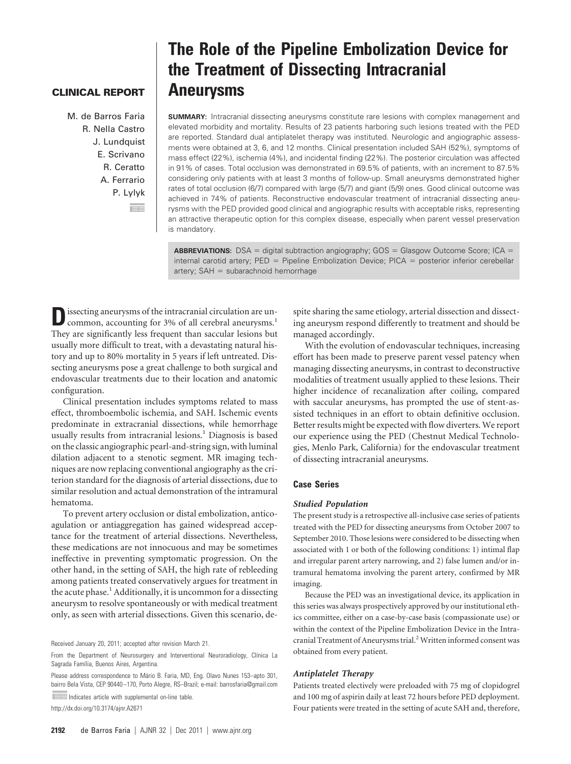**CLINICAL REPORT**

# The Role of the Pipeline Embolization Device for the Treatment of Dissecting Intracranial Aneurysms

M. de Barros Faria
R. Nella Castro
J. Lundquist
E. Scrivano
R. Ceratto
A. Ferrario
P. Lylyk

**SUMMARY:** Intracranial dissecting aneurysms constitute rare lesions with complex management and elevated morbidity and mortality. Results of 23 patients harboring such lesions treated with the PED are reported. Standard dual antiplatelet therapy was instituted. Neurologic and angiographic assessments were obtained at 3, 6, and 12 months. Clinical presentation included SAH (52%), symptoms of mass effect (22%), ischemia (4%), and incidental finding (22%). The posterior circulation was affected in 91% of cases. Total occlusion was demonstrated in 69.5% of patients, with an increment to 87.5% considering only patients with at least 3 months of follow-up. Small aneurysms demonstrated higher rates of total occlusion (6/7) compared with large (5/7) and giant (5/9) ones. Good clinical outcome was achieved in 74% of patients. Reconstructive endovascular treatment of intracranial dissecting aneurysms with the PED provided good clinical and angiographic results with acceptable risks, representing an attractive therapeutic option for this complex disease, especially when parent vessel preservation is mandatory.

**ABBREVIATIONS:** DSA = digital subtraction angiography; GOS = Glasgow Outcome Score; ICA = internal carotid artery; PED = Pipeline Embolization Device; PICA = posterior inferior cerebellar artery; SAH = subarachnoid hemorrhage

Dissecting aneurysms of the intracranial circulation are uncommon, accounting for 3% of all cerebral aneurysms.[1] They are significantly less frequent than saccular lesions but usually more difficult to treat, with a devastating natural history and up to 80% mortality in 5 years if left untreated. Dissecting aneurysms pose a great challenge to both surgical and endovascular treatments due to their location and anatomic configuration.

Clinical presentation includes symptoms related to mass effect, thromboembolic ischemia, and SAH. Ischemic events predominate in extracranial dissections, while hemorrhage usually results from intracranial lesions.[1] Diagnosis is based on the classic angiographic pearl-and-string sign, with luminal dilation adjacent to a stenotic segment. MR imaging techniques are now replacing conventional angiography as the criterion standard for the diagnosis of arterial dissections, due to similar resolution and actual demonstration of the intramural hematoma.

To prevent artery occlusion or distal embolization, anticoagulation or antiaggregation has gained widespread acceptance for the treatment of arterial dissections. Nevertheless, these medications are not innocuous and may be sometimes ineffective in preventing symptomatic progression. On the other hand, in the setting of SAH, the high rate of rebleeding among patients treated conservatively argues for treatment in the acute phase.[1] Additionally, it is uncommon for a dissecting aneurysm to resolve spontaneously or with medical treatment only, as seen with arterial dissections. Given this scenario, despite sharing the same etiology, arterial dissection and dissecting aneurysm respond differently to treatment and should be managed accordingly.

With the evolution of endovascular techniques, increasing effort has been made to preserve parent vessel patency when managing dissecting aneurysms, in contrast to deconstructive modalities of treatment usually applied to these lesions. Their higher incidence of recanalization after coiling, compared with saccular aneurysms, has prompted the use of stent-assisted techniques in an effort to obtain definitive occlusion. Better results might be expected with flow diverters. We report our experience using the PED (Chestnut Medical Technologies, Menlo Park, California) for the endovascular treatment of dissecting intracranial aneurysms.

## Case Series

### *Studied Population*

The present study is a retrospective all-inclusive case series of patients treated with the PED for dissecting aneurysms from October 2007 to September 2010. Those lesions were considered to be dissecting when associated with 1 or both of the following conditions: 1) intimal flap and irregular parent artery narrowing, and 2) false lumen and/or intramural hematoma involving the parent artery, confirmed by MR imaging.

Because the PED was an investigational device, its application in this series was always prospectively approved by our institutional ethics committee, either on a case-by-case basis (compassionate use) or within the context of the Pipeline Embolization Device in the Intracranial Treatment of Aneurysms trial.[2] Written informed consent was obtained from every patient.

### *Antiplatelet Therapy*

Patients treated electively were preloaded with 75 mg of clopidogrel and 100 mg of aspirin daily at least 72 hours before PED deployment. Four patients were treated in the setting of acute SAH and, therefore,

Received January 20, 2011; accepted after revision March 21.

From the Department of Neurosurgery and Interventional Neuroradiology, Clínica La Sagrada Família, Buenos Aires, Argentina.

Please address correspondence to Mário B. Faria, MD, Eng. Olavo Nunes 153–apto 301, bairro Bela Vista, CEP 90440–170, Porto Alegre, RS–Brazil; e-mail: barrosfaria@gmail.com

Indicates article with supplemental on-line table.

http://dx.doi.org/10.3174/ajnr.A2671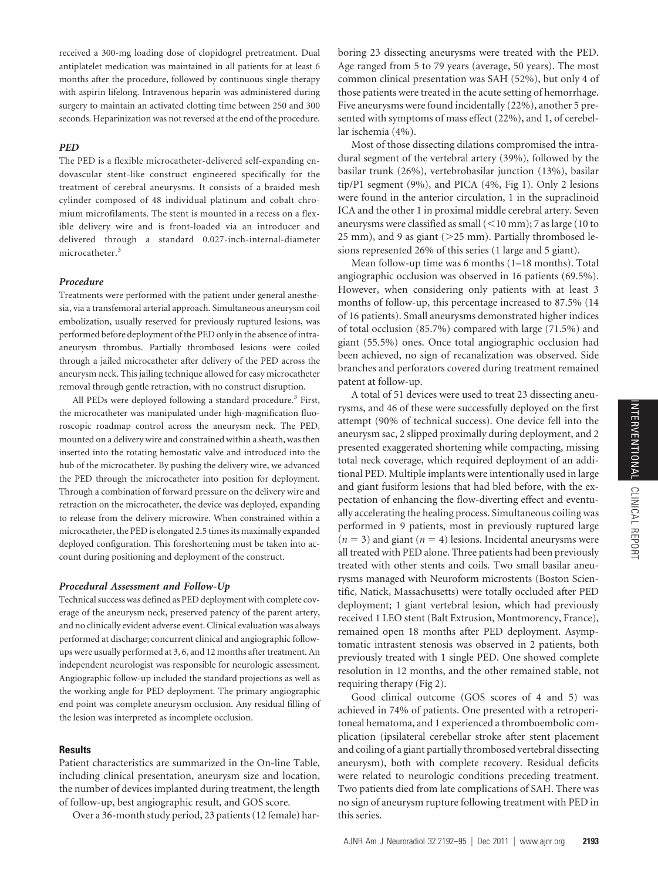received a 300-mg loading dose of clopidogrel pretreatment. Dual antiplatelet medication was maintained in all patients for at least 6 months after the procedure, followed by continuous single therapy with aspirin lifelong. Intravenous heparin was administered during surgery to maintain an activated clotting time between 250 and 300 seconds. Heparinization was not reversed at the end of the procedure.

### *PED*

The PED is a flexible microcatheter-delivered self-expanding endovascular stent-like construct engineered specifically for the treatment of cerebral aneurysms. It consists of a braided mesh cylinder composed of 48 individual platinum and cobalt chromium microfilaments. The stent is mounted in a recess on a flexible delivery wire and is front-loaded via an introducer and delivered through a standard 0.027-inch-internal-diameter microcatheter.[3]

### *Procedure*

Treatments were performed with the patient under general anesthesia, via a transfemoral arterial approach. Simultaneous aneurysm coil embolization, usually reserved for previously ruptured lesions, was performed before deployment of the PED only in the absence of intra-aneurysm thrombus. Partially thrombosed lesions were coiled through a jailed microcatheter after delivery of the PED across the aneurysm neck. This jailing technique allowed for easy microcatheter removal through gentle retraction, with no construct disruption.

All PEDs were deployed following a standard procedure.[3] First, the microcatheter was manipulated under high-magnification fluoroscopic roadmap control across the aneurysm neck. The PED, mounted on a delivery wire and constrained within a sheath, was then inserted into the rotating hemostatic valve and introduced into the hub of the microcatheter. By pushing the delivery wire, we advanced the PED through the microcatheter into position for deployment. Through a combination of forward pressure on the delivery wire and retraction on the microcatheter, the device was deployed, expanding to release from the delivery microwire. When constrained within a microcatheter, the PED is elongated 2.5 times its maximally expanded deployed configuration. This foreshortening must be taken into account during positioning and deployment of the construct.

### *Procedural Assessment and Follow-Up*

Technical success was defined as PED deployment with complete coverage of the aneurysm neck, preserved patency of the parent artery, and no clinically evident adverse event. Clinical evaluation was always performed at discharge; concurrent clinical and angiographic follow-ups were usually performed at 3, 6, and 12 months after treatment. An independent neurologist was responsible for neurologic assessment. Angiographic follow-up included the standard projections as well as the working angle for PED deployment. The primary angiographic end point was complete aneurysm occlusion. Any residual filling of the lesion was interpreted as incomplete occlusion.

## Results

Patient characteristics are summarized in the On-line Table, including clinical presentation, aneurysm size and location, the number of devices implanted during treatment, the length of follow-up, best angiographic result, and GOS score.

Over a 36-month study period, 23 patients (12 female) harboring 23 dissecting aneurysms were treated with the PED. Age ranged from 5 to 79 years (average, 50 years). The most common clinical presentation was SAH (52%), but only 4 of those patients were treated in the acute setting of hemorrhage. Five aneurysms were found incidentally (22%), another 5 presented with symptoms of mass effect (22%), and 1, of cerebellar ischemia (4%).

Most of those dissecting dilations compromised the intradural segment of the vertebral artery (39%), followed by the basilar trunk (26%), vertebrobasilar junction (13%), basilar tip/P1 segment (9%), and PICA (4%, Fig 1). Only 2 lesions were found in the anterior circulation, 1 in the supraclinoid ICA and the other 1 in proximal middle cerebral artery. Seven aneurysms were classified as small (<10 mm); 7 as large (10 to 25 mm), and 9 as giant (>25 mm). Partially thrombosed lesions represented 26% of this series (1 large and 5 giant).

Mean follow-up time was 6 months (1–18 months). Total angiographic occlusion was observed in 16 patients (69.5%). However, when considering only patients with at least 3 months of follow-up, this percentage increased to 87.5% (14 of 16 patients). Small aneurysms demonstrated higher indices of total occlusion (85.7%) compared with large (71.5%) and giant (55.5%) ones. Once total angiographic occlusion had been achieved, no sign of recanalization was observed. Side branches and perforators covered during treatment remained patent at follow-up.

A total of 51 devices were used to treat 23 dissecting aneurysms, and 46 of these were successfully deployed on the first attempt (90% of technical success). One device fell into the aneurysm sac, 2 slipped proximally during deployment, and 2 presented exaggerated shortening while compacting, missing total neck coverage, which required deployment of an additional PED. Multiple implants were intentionally used in large and giant fusiform lesions that had bled before, with the expectation of enhancing the flow-diverting effect and eventually accelerating the healing process. Simultaneous coiling was performed in 9 patients, most in previously ruptured large ($n = 3$) and giant ($n = 4$) lesions. Incidental aneurysms were all treated with PED alone. Three patients had been previously treated with other stents and coils. Two small basilar aneurysms managed with Neuroform microstents (Boston Scientific, Natick, Massachusetts) were totally occluded after PED deployment; 1 giant vertebral lesion, which had previously received 1 LEO stent (Balt Extrusion, Montmorency, France), remained open 18 months after PED deployment. Asymptomatic intrastent stenosis was observed in 2 patients, both previously treated with 1 single PED. One showed complete resolution in 12 months, and the other remained stable, not requiring therapy (Fig 2).

Good clinical outcome (GOS scores of 4 and 5) was achieved in 74% of patients. One presented with a retroperitoneal hematoma, and 1 experienced a thromboembolic complication (ipsilateral cerebellar stroke after stent placement and coiling of a giant partially thrombosed vertebral dissecting aneurysm), both with complete recovery. Residual deficits were related to neurologic conditions preceding treatment. Two patients died from late complications of SAH. There was no sign of aneurysm rupture following treatment with PED in this series.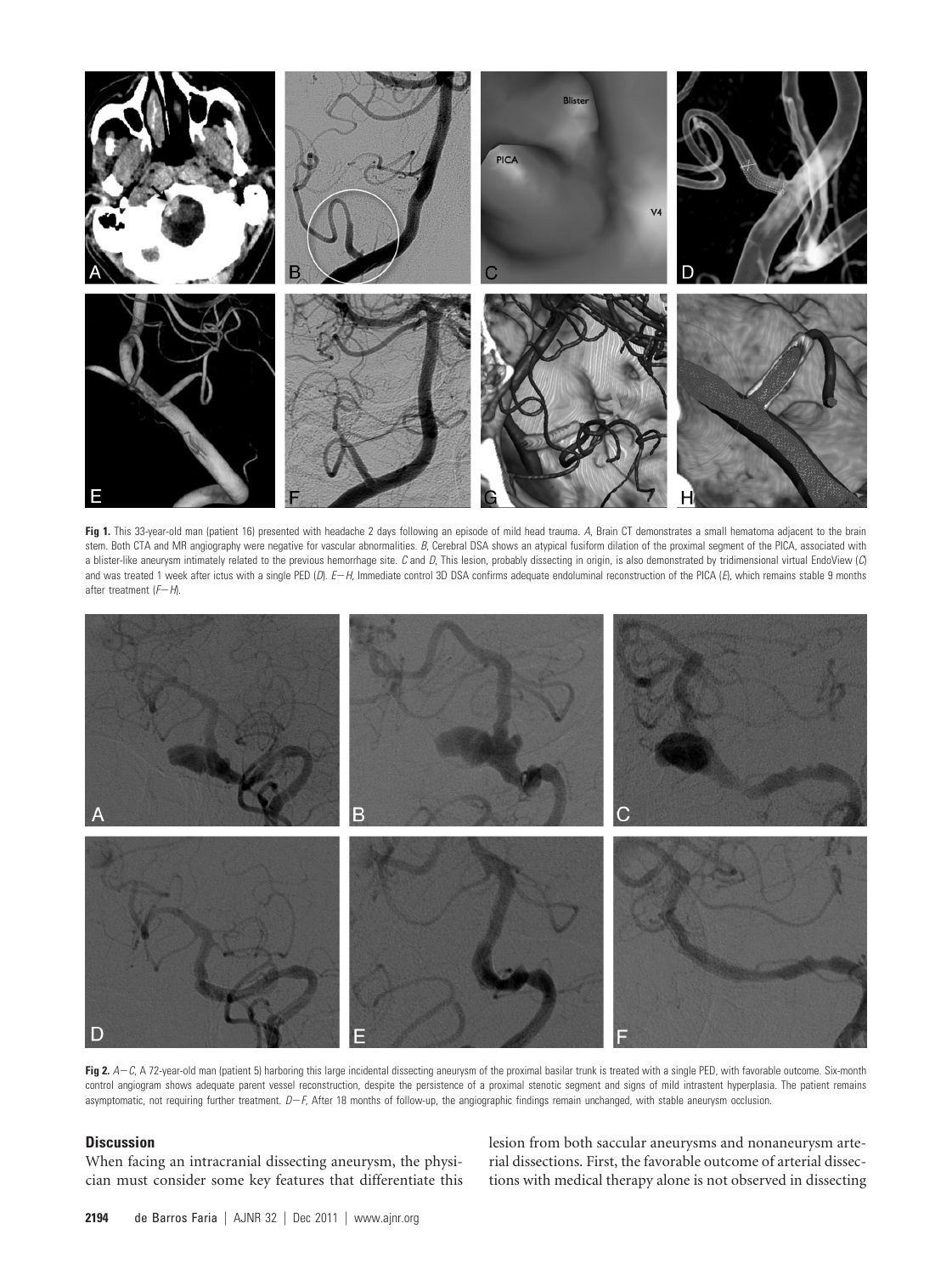**Fig 1.** This 33-year-old man (patient 16) presented with headache 2 days following an episode of mild head trauma. *A*, Brain CT demonstrates a small hematoma adjacent to the brain stem. Both CTA and MR angiography were negative for vascular abnormalities. *B*, Cerebral DSA shows an atypical fusiform dilation of the proximal segment of the PICA, associated with a blister-like aneurysm intimately related to the previous hemorrhage site. *C* and *D*, This lesion, probably dissecting in origin, is also demonstrated by tridimensional virtual EndoView (*C*) and was treated 1 week after ictus with a single PED (*D*). *E–H*, Immediate control 3D DSA confirms adequate endoluminal reconstruction of the PICA (*E*), which remains stable 9 months after treatment (*F–H*).

**Fig 2.** *A–C*, A 72-year-old man (patient 5) harboring this large incidental dissecting aneurysm of the proximal basilar trunk is treated with a single PED, with favorable outcome. Six-month control angiogram shows adequate parent vessel reconstruction, despite the persistence of a proximal stenotic segment and signs of mild intrastent hyperplasia. The patient remains asymptomatic, not requiring further treatment. *D–F*, After 18 months of follow-up, the angiographic findings remain unchanged, with stable aneurysm occlusion.

## Discussion

When facing an intracranial dissecting aneurysm, the physician must consider some key features that differentiate this lesion from both saccular aneurysms and nonaneurysm arterial dissections. First, the favorable outcome of arterial dissections with medical therapy alone is not observed in dissecting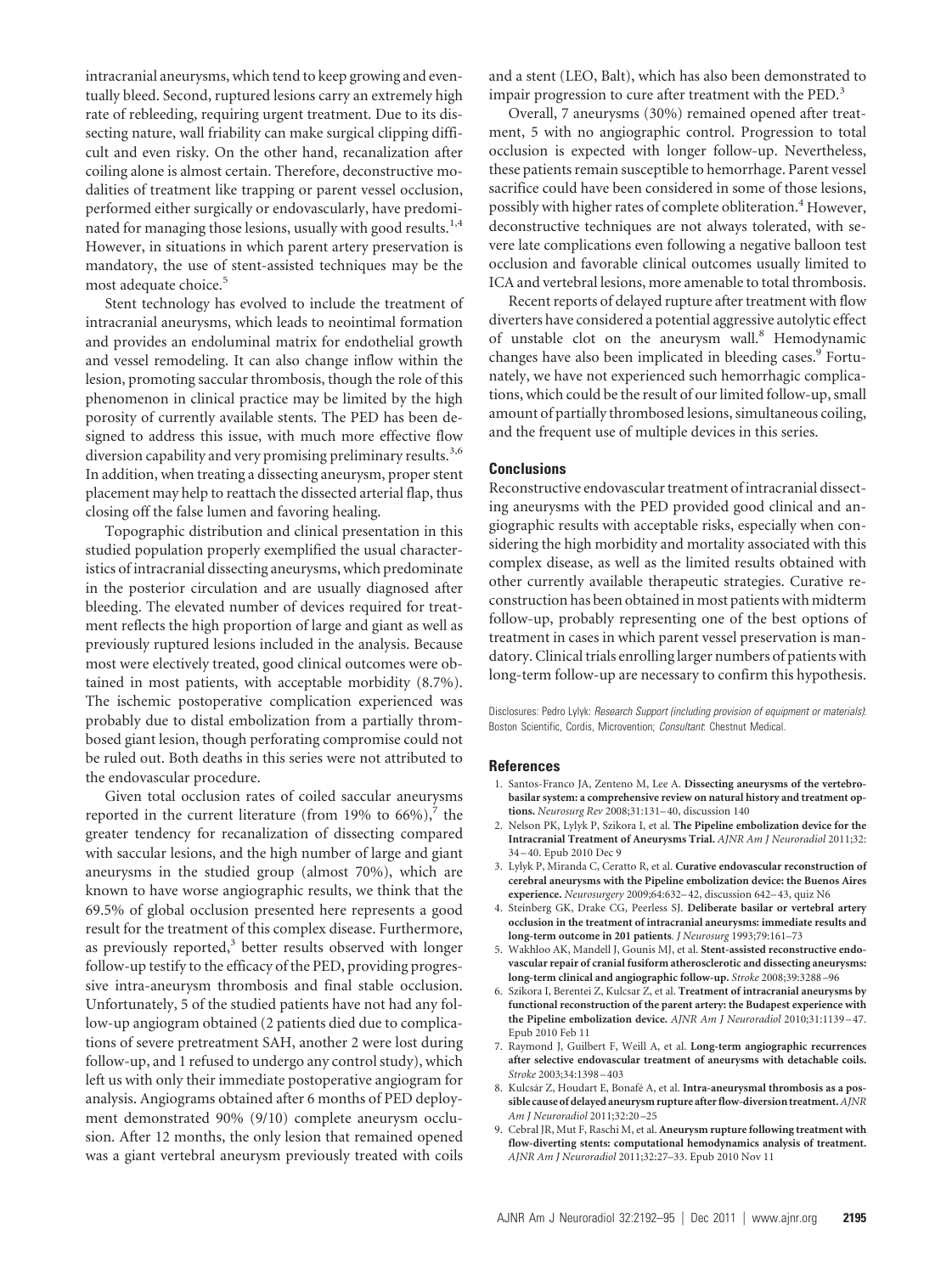intracranial aneurysms, which tend to keep growing and eventually bleed. Second, ruptured lesions carry an extremely high rate of rebleeding, requiring urgent treatment. Due to its dissecting nature, wall friability can make surgical clipping difficult and even risky. On the other hand, recanalization after coiling alone is almost certain. Therefore, deconstructive modalities of treatment like trapping or parent vessel occlusion, performed either surgically or endovascularly, have predominated for managing those lesions, usually with good results.[1,4] However, in situations in which parent artery preservation is mandatory, the use of stent-assisted techniques may be the most adequate choice.[5]

Stent technology has evolved to include the treatment of intracranial aneurysms, which leads to neointimal formation and provides an endoluminal matrix for endothelial growth and vessel remodeling. It can also change inflow within the lesion, promoting saccular thrombosis, though the role of this phenomenon in clinical practice may be limited by the high porosity of currently available stents. The PED has been designed to address this issue, with much more effective flow diversion capability and very promising preliminary results.[3,6] In addition, when treating a dissecting aneurysm, proper stent placement may help to reattach the dissected arterial flap, thus closing off the false lumen and favoring healing.

Topographic distribution and clinical presentation in this studied population properly exemplified the usual characteristics of intracranial dissecting aneurysms, which predominate in the posterior circulation and are usually diagnosed after bleeding. The elevated number of devices required for treatment reflects the high proportion of large and giant as well as previously ruptured lesions included in the analysis. Because most were electively treated, good clinical outcomes were obtained in most patients, with acceptable morbidity (8.7%). The ischemic postoperative complication experienced was probably due to distal embolization from a partially thrombosed giant lesion, though perforating compromise could not be ruled out. Both deaths in this series were not attributed to the endovascular procedure.

Given total occlusion rates of coiled saccular aneurysms reported in the current literature (from 19% to 66%),[7] the greater tendency for recanalization of dissecting compared with saccular lesions, and the high number of large and giant aneurysms in the studied group (almost 70%), which are known to have worse angiographic results, we think that the 69.5% of global occlusion presented here represents a good result for the treatment of this complex disease. Furthermore, as previously reported,[3] better results observed with longer follow-up testify to the efficacy of the PED, providing progressive intra-aneurysm thrombosis and final stable occlusion. Unfortunately, 5 of the studied patients have not had any follow-up angiogram obtained (2 patients died due to complications of severe pretreatment SAH, another 2 were lost during follow-up, and 1 refused to undergo any control study), which left us with only their immediate postoperative angiogram for analysis. Angiograms obtained after 6 months of PED deployment demonstrated 90% (9/10) complete aneurysm occlusion. After 12 months, the only lesion that remained opened was a giant vertebral aneurysm previously treated with coils and a stent (LEO, Balt), which has also been demonstrated to impair progression to cure after treatment with the PED.[3]

Overall, 7 aneurysms (30%) remained opened after treatment, 5 with no angiographic control. Progression to total occlusion is expected with longer follow-up. Nevertheless, these patients remain susceptible to hemorrhage. Parent vessel sacrifice could have been considered in some of those lesions, possibly with higher rates of complete obliteration.[4] However, deconstructive techniques are not always tolerated, with severe late complications even following a negative balloon test occlusion and favorable clinical outcomes usually limited to ICA and vertebral lesions, more amenable to total thrombosis.

Recent reports of delayed rupture after treatment with flow diverters have considered a potential aggressive autolytic effect of unstable clot on the aneurysm wall.[8] Hemodynamic changes have also been implicated in bleeding cases.[9] Fortunately, we have not experienced such hemorrhagic complications, which could be the result of our limited follow-up, small amount of partially thrombosed lesions, simultaneous coiling, and the frequent use of multiple devices in this series.

## Conclusions

Reconstructive endovascular treatment of intracranial dissecting aneurysms with the PED provided good clinical and angiographic results with acceptable risks, especially when considering the high morbidity and mortality associated with this complex disease, as well as the limited results obtained with other currently available therapeutic strategies. Curative reconstruction has been obtained in most patients with midterm follow-up, probably representing one of the best options of treatment in cases in which parent vessel preservation is mandatory. Clinical trials enrolling larger numbers of patients with long-term follow-up are necessary to confirm this hypothesis.

Disclosures: Pedro Lylyk: *Research Support (including provision of equipment or materials)*: Boston Scientific, Cordis, Microvention; *Consultant*: Chestnut Medical.

## References

1. Santos-Franco JA, Zenteno M, Lee A. **Dissecting aneurysms of the vertebrobasilar system: a comprehensive review on natural history and treatment options.** *Neurosurg Rev* 2008;31:131–40, discussion 140
2. Nelson PK, Lylyk P, Szikora I, et al. **The Pipeline embolization device for the Intracranial Treatment of Aneurysms Trial.** *AJNR Am J Neuroradiol* 2011;32:34–40. Epub 2010 Dec 9
3. Lylyk P, Miranda C, Ceratto R, et al. **Curative endovascular reconstruction of cerebral aneurysms with the Pipeline embolization device: the Buenos Aires experience.** *Neurosurgery* 2009;64:632–42, discussion 642–43, quiz N6
4. Steinberg GK, Drake CG, Peerless SJ. **Deliberate basilar or vertebral artery occlusion in the treatment of intracranial aneurysms: immediate results and long-term outcome in 201 patients**. *J Neurosurg* 1993;79:161–73
5. Wakhloo AK, Mandell J, Gounis MJ, et al. **Stent-assisted reconstructive endovascular repair of cranial fusiform atherosclerotic and dissecting aneurysms: long-term clinical and angiographic follow-up.** *Stroke* 2008;39:3288–96
6. Szikora I, Berentei Z, Kulcsar Z, et al. **Treatment of intracranial aneurysms by functional reconstruction of the parent artery: the Budapest experience with the Pipeline embolization device.** *AJNR Am J Neuroradiol* 2010;31:1139–47. Epub 2010 Feb 11
7. Raymond J, Guilbert F, Weill A, et al. **Long-term angiographic recurrences after selective endovascular treatment of aneurysms with detachable coils.** *Stroke* 2003;34:1398–403
8. Kulcsár Z, Houdart E, Bonafé A, et al. **Intra-aneurysmal thrombosis as a possible cause of delayed aneurysm rupture after flow-diversion treatment.** *AJNR Am J Neuroradiol* 2011;32:20–25
9. Cebral JR, Mut F, Raschi M, et al. **Aneurysm rupture following treatment with flow-diverting stents: computational hemodynamics analysis of treatment.** *AJNR Am J Neuroradiol* 2011;32:27–33. Epub 2010 Nov 11